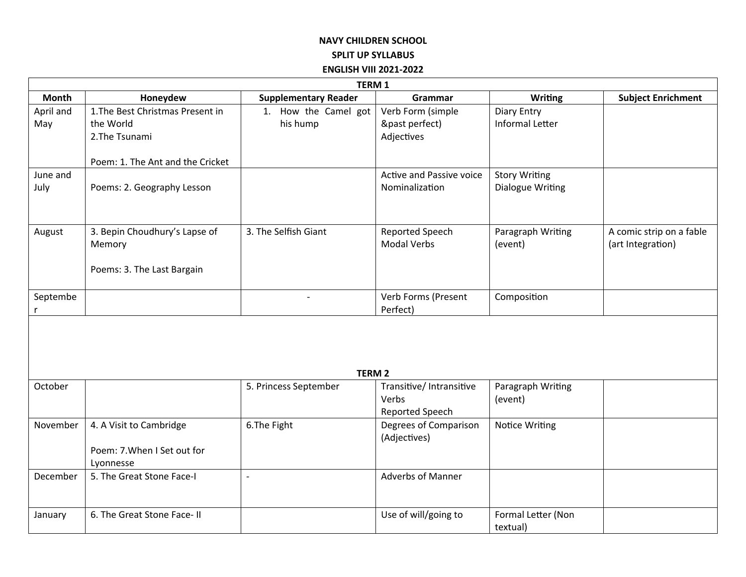**NAVY CHILDREN SCHOOL**

**SPLIT UP SYLLABUS**

**ENGLISH VIII 2021-2022**

| Month | Honeydew | Supplementary Reader | Grammar | Writing | Subject Enrichment |
|---|---|---|---|---|---|
| **TERM 1** | | | | | |
| April and May | 1.The Best Christmas Present in the World<br>2.The Tsunami<br><br>Poem: 1. The Ant and the Cricket | 1. How the Camel got his hump | Verb Form (simple &past perfect)<br>Adjectives | Diary Entry<br>Informal Letter | |
| June and July | Poems: 2. Geography Lesson | | Active and Passive voice<br>Nominalization | Story Writing<br>Dialogue Writing | |
| August | 3. Bepin Choudhury's Lapse of Memory<br><br>Poems: 3. The Last Bargain | 3. The Selfish Giant | Reported Speech<br>Modal Verbs | Paragraph Writing (event) | A comic strip on a fable (art Integration) |
| September | | - | Verb Forms (Present Perfect) | Composition | |
| **TERM 2** | | | | | |
| October | | 5. Princess September | Transitive/ Intransitive Verbs<br>Reported Speech | Paragraph Writing (event) | |
| November | 4. A Visit to Cambridge<br><br>Poem: 7.When I Set out for Lyonnesse | 6.The Fight | Degrees of Comparison (Adjectives) | Notice Writing | |
| December | 5. The Great Stone Face-I | - | Adverbs of Manner | | |
| January | 6. The Great Stone Face- II | | Use of will/going to | Formal Letter (Non textual) | |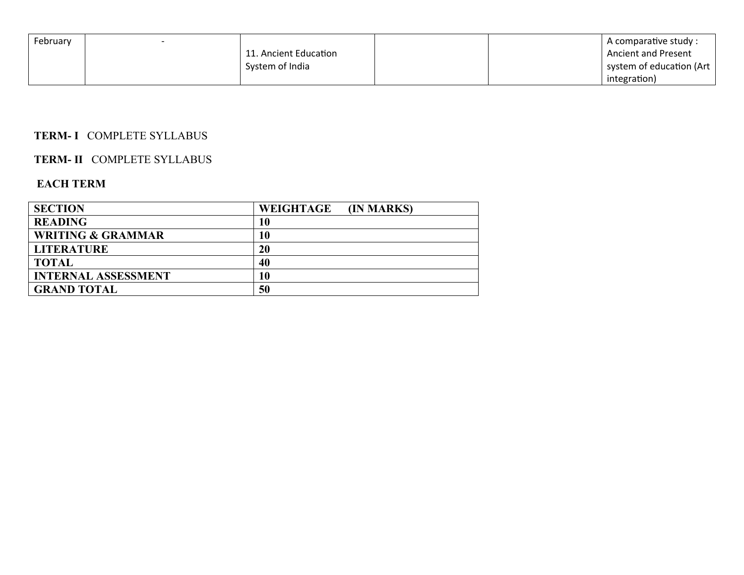| | | | | | |
|---|---|---|---|---|---|
| February | - | 11. Ancient Education System of India | | | A comparative study : Ancient and Present system of education (Art integration) |

**TERM- I** COMPLETE SYLLABUS

**TERM- II** COMPLETE SYLLABUS

**EACH TERM**

| SECTION | WEIGHTAGE (IN MARKS) |
|---|---|
| READING | 10 |
| WRITING & GRAMMAR | 10 |
| LITERATURE | 20 |
| TOTAL | 40 |
| INTERNAL ASSESSMENT | 10 |
| GRAND TOTAL | 50 |